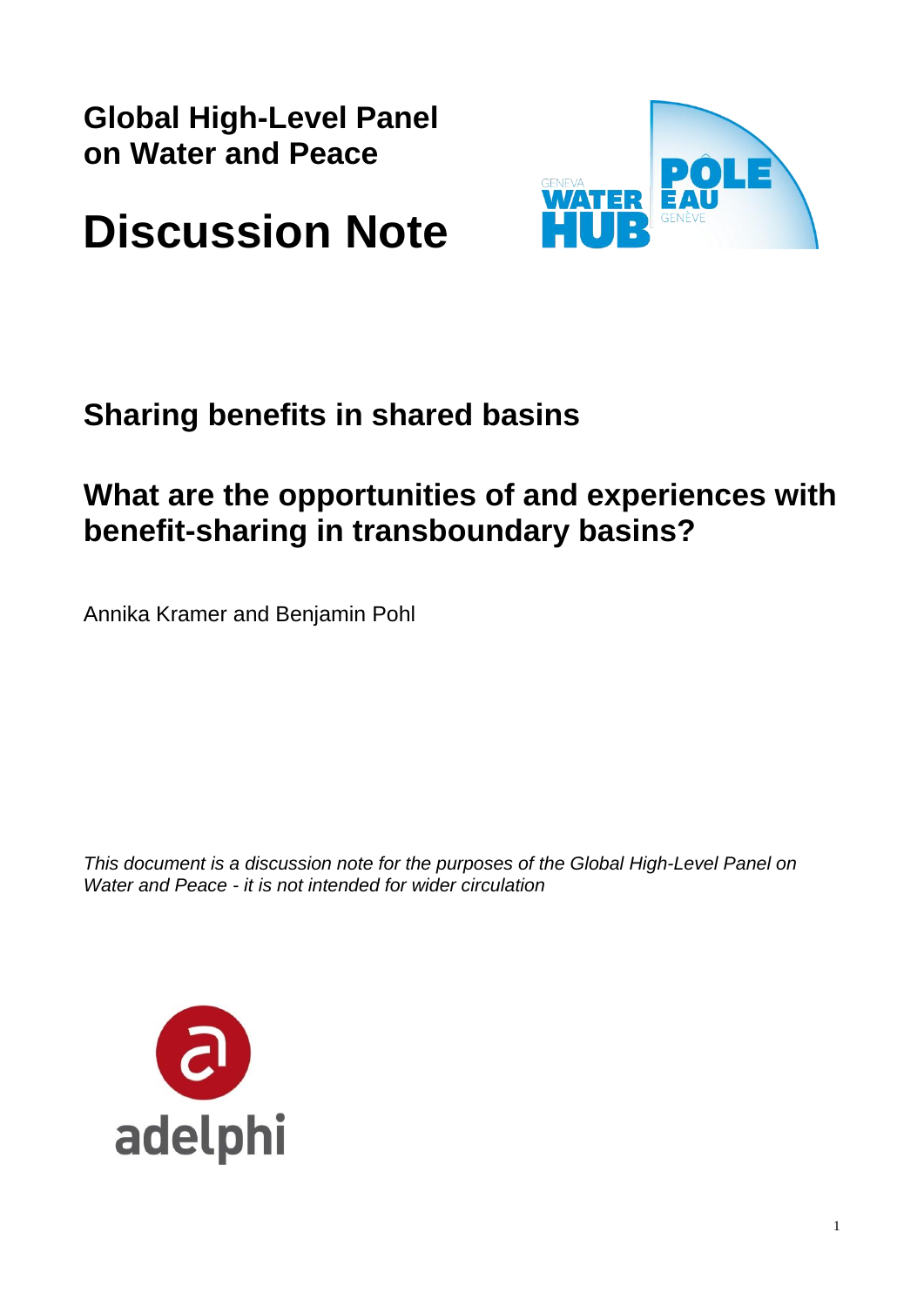**Global High-Level Panel on Water and Peace**

# Discussion Note

## Sharing benefits in shared basins

## What are the opportunities of and experiences with benefit-sharing in transboundary basins?

Annika Kramer and Benjamin Pohl

*This document is a discussion note for the purposes of the Global High-Level Panel on Water and Peace - it is not intended for wider circulation*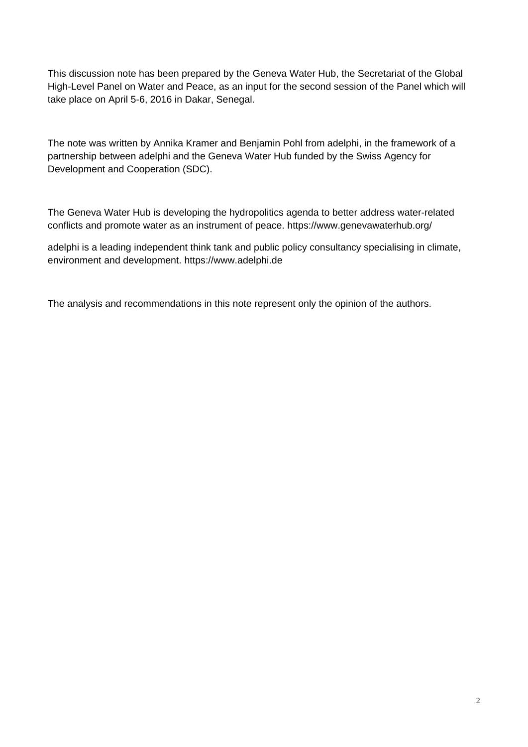This discussion note has been prepared by the Geneva Water Hub, the Secretariat of the Global High-Level Panel on Water and Peace, as an input for the second session of the Panel which will take place on April 5-6, 2016 in Dakar, Senegal.

The note was written by Annika Kramer and Benjamin Pohl from adelphi, in the framework of a partnership between adelphi and the Geneva Water Hub funded by the Swiss Agency for Development and Cooperation (SDC).

The Geneva Water Hub is developing the hydropolitics agenda to better address water-related conflicts and promote water as an instrument of peace. https://www.genevawaterhub.org/

adelphi is a leading independent think tank and public policy consultancy specialising in climate, environment and development. https://www.adelphi.de

The analysis and recommendations in this note represent only the opinion of the authors.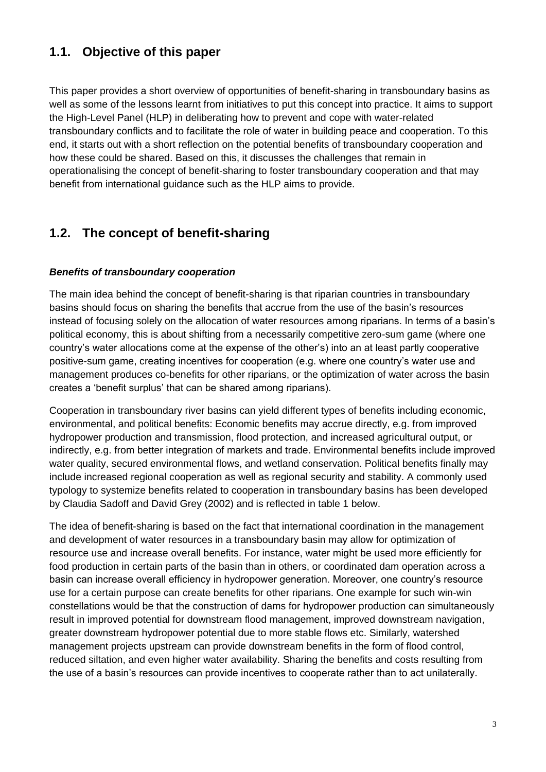## 1.1. Objective of this paper

This paper provides a short overview of opportunities of benefit-sharing in transboundary basins as well as some of the lessons learnt from initiatives to put this concept into practice. It aims to support the High-Level Panel (HLP) in deliberating how to prevent and cope with water-related transboundary conflicts and to facilitate the role of water in building peace and cooperation. To this end, it starts out with a short reflection on the potential benefits of transboundary cooperation and how these could be shared. Based on this, it discusses the challenges that remain in operationalising the concept of benefit-sharing to foster transboundary cooperation and that may benefit from international guidance such as the HLP aims to provide.

## 1.2. The concept of benefit-sharing

### *Benefits of transboundary cooperation*

The main idea behind the concept of benefit-sharing is that riparian countries in transboundary basins should focus on sharing the benefits that accrue from the use of the basin's resources instead of focusing solely on the allocation of water resources among riparians. In terms of a basin's political economy, this is about shifting from a necessarily competitive zero-sum game (where one country's water allocations come at the expense of the other's) into an at least partly cooperative positive-sum game, creating incentives for cooperation (e.g. where one country's water use and management produces co-benefits for other riparians, or the optimization of water across the basin creates a 'benefit surplus' that can be shared among riparians).

Cooperation in transboundary river basins can yield different types of benefits including economic, environmental, and political benefits: Economic benefits may accrue directly, e.g. from improved hydropower production and transmission, flood protection, and increased agricultural output, or indirectly, e.g. from better integration of markets and trade. Environmental benefits include improved water quality, secured environmental flows, and wetland conservation. Political benefits finally may include increased regional cooperation as well as regional security and stability. A commonly used typology to systemize benefits related to cooperation in transboundary basins has been developed by Claudia Sadoff and David Grey (2002) and is reflected in table 1 below.

The idea of benefit-sharing is based on the fact that international coordination in the management and development of water resources in a transboundary basin may allow for optimization of resource use and increase overall benefits. For instance, water might be used more efficiently for food production in certain parts of the basin than in others, or coordinated dam operation across a basin can increase overall efficiency in hydropower generation. Moreover, one country's resource use for a certain purpose can create benefits for other riparians. One example for such win-win constellations would be that the construction of dams for hydropower production can simultaneously result in improved potential for downstream flood management, improved downstream navigation, greater downstream hydropower potential due to more stable flows etc. Similarly, watershed management projects upstream can provide downstream benefits in the form of flood control, reduced siltation, and even higher water availability. Sharing the benefits and costs resulting from the use of a basin's resources can provide incentives to cooperate rather than to act unilaterally.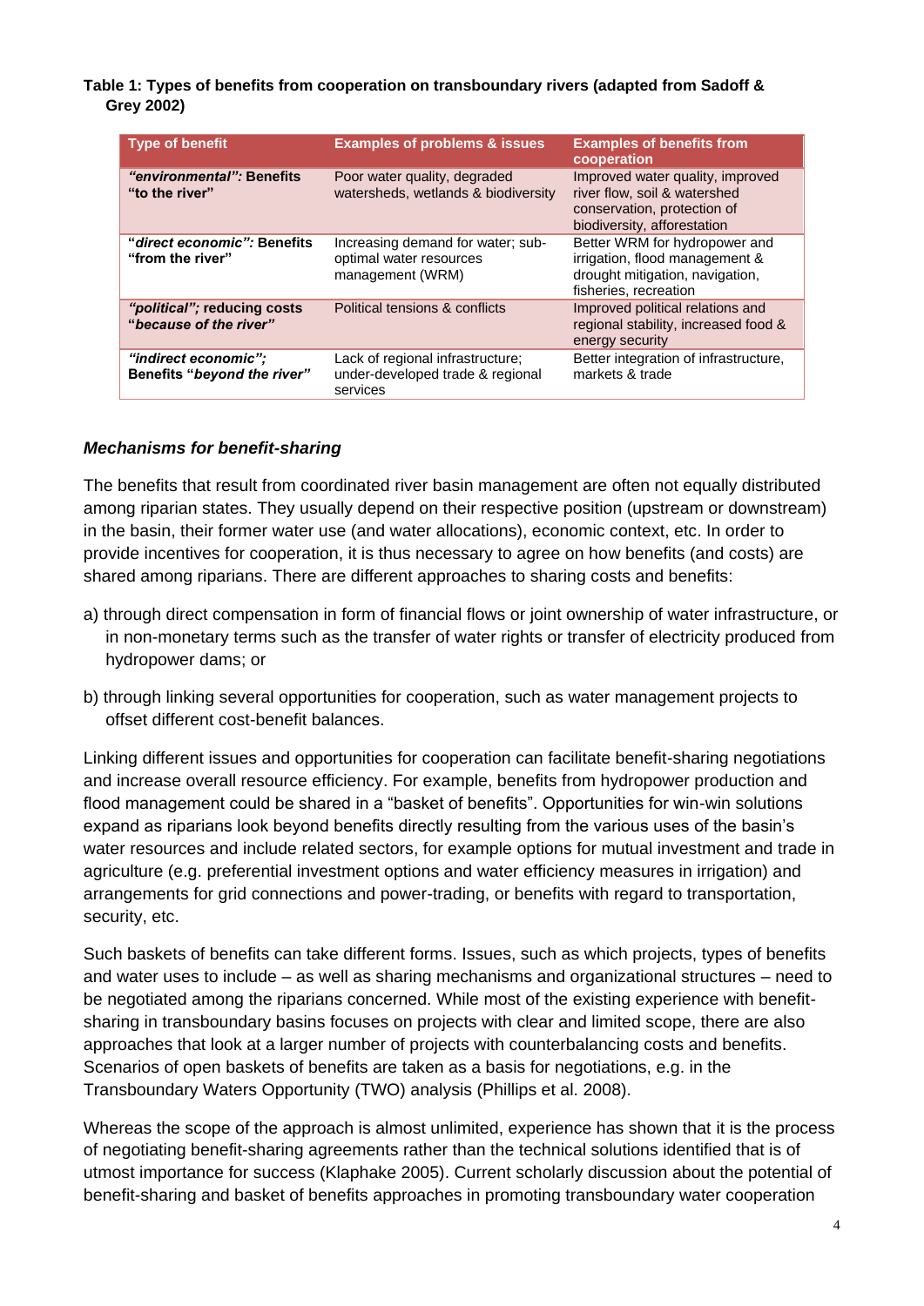**Table 1: Types of benefits from cooperation on transboundary rivers (adapted from Sadoff & Grey 2002)**

| Type of benefit | Examples of problems & issues | Examples of benefits from cooperation |
|---|---|---|
| ***"environmental"*: Benefits "to the river"** | Poor water quality, degraded watersheds, wetlands & biodiversity | Improved water quality, improved river flow, soil & watershed conservation, protection of biodiversity, afforestation |
| **"*direct economic*": Benefits "from the river"** | Increasing demand for water; sub-optimal water resources management (WRM) | Better WRM for hydropower and irrigation, flood management & drought mitigation, navigation, fisheries, recreation |
| ***"political"*; reducing costs "*because of the river*"** | Political tensions & conflicts | Improved political relations and regional stability, increased food & energy security |
| ***"indirect economic";* Benefits "*beyond the river*"** | Lack of regional infrastructure; under-developed trade & regional services | Better integration of infrastructure, markets & trade |

### *Mechanisms for benefit-sharing*

The benefits that result from coordinated river basin management are often not equally distributed among riparian states. They usually depend on their respective position (upstream or downstream) in the basin, their former water use (and water allocations), economic context, etc. In order to provide incentives for cooperation, it is thus necessary to agree on how benefits (and costs) are shared among riparians. There are different approaches to sharing costs and benefits:

a) through direct compensation in form of financial flows or joint ownership of water infrastructure, or in non-monetary terms such as the transfer of water rights or transfer of electricity produced from hydropower dams; or

b) through linking several opportunities for cooperation, such as water management projects to offset different cost-benefit balances.

Linking different issues and opportunities for cooperation can facilitate benefit-sharing negotiations and increase overall resource efficiency. For example, benefits from hydropower production and flood management could be shared in a "basket of benefits". Opportunities for win-win solutions expand as riparians look beyond benefits directly resulting from the various uses of the basin's water resources and include related sectors, for example options for mutual investment and trade in agriculture (e.g. preferential investment options and water efficiency measures in irrigation) and arrangements for grid connections and power-trading, or benefits with regard to transportation, security, etc.

Such baskets of benefits can take different forms. Issues, such as which projects, types of benefits and water uses to include – as well as sharing mechanisms and organizational structures – need to be negotiated among the riparians concerned. While most of the existing experience with benefit-sharing in transboundary basins focuses on projects with clear and limited scope, there are also approaches that look at a larger number of projects with counterbalancing costs and benefits. Scenarios of open baskets of benefits are taken as a basis for negotiations, e.g. in the Transboundary Waters Opportunity (TWO) analysis (Phillips et al. 2008).

Whereas the scope of the approach is almost unlimited, experience has shown that it is the process of negotiating benefit-sharing agreements rather than the technical solutions identified that is of utmost importance for success (Klaphake 2005). Current scholarly discussion about the potential of benefit-sharing and basket of benefits approaches in promoting transboundary water cooperation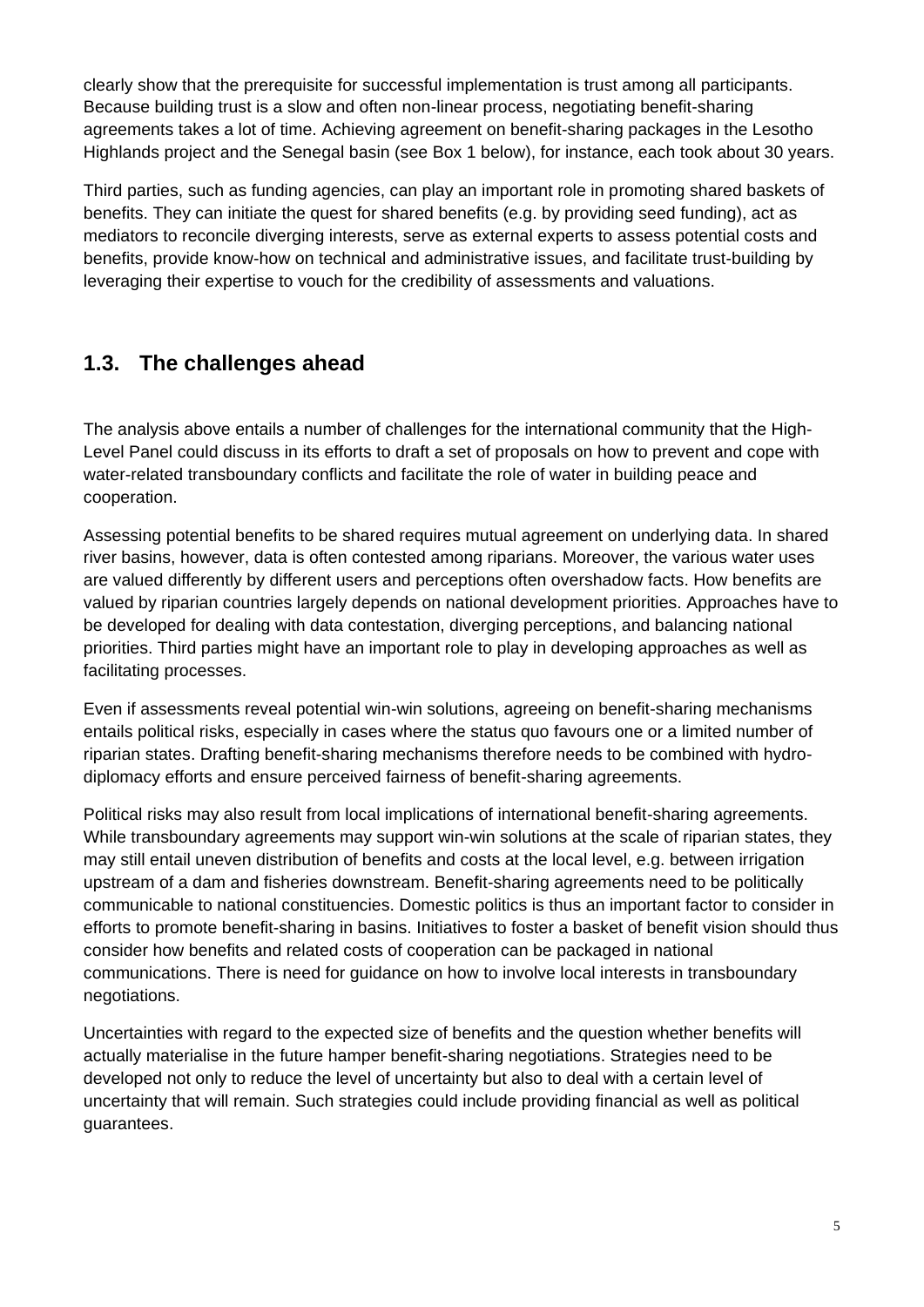clearly show that the prerequisite for successful implementation is trust among all participants. Because building trust is a slow and often non-linear process, negotiating benefit-sharing agreements takes a lot of time. Achieving agreement on benefit-sharing packages in the Lesotho Highlands project and the Senegal basin (see Box 1 below), for instance, each took about 30 years.

Third parties, such as funding agencies, can play an important role in promoting shared baskets of benefits. They can initiate the quest for shared benefits (e.g. by providing seed funding), act as mediators to reconcile diverging interests, serve as external experts to assess potential costs and benefits, provide know-how on technical and administrative issues, and facilitate trust-building by leveraging their expertise to vouch for the credibility of assessments and valuations.

## 1.3. The challenges ahead

The analysis above entails a number of challenges for the international community that the High-Level Panel could discuss in its efforts to draft a set of proposals on how to prevent and cope with water-related transboundary conflicts and facilitate the role of water in building peace and cooperation.

Assessing potential benefits to be shared requires mutual agreement on underlying data. In shared river basins, however, data is often contested among riparians. Moreover, the various water uses are valued differently by different users and perceptions often overshadow facts. How benefits are valued by riparian countries largely depends on national development priorities. Approaches have to be developed for dealing with data contestation, diverging perceptions, and balancing national priorities. Third parties might have an important role to play in developing approaches as well as facilitating processes.

Even if assessments reveal potential win-win solutions, agreeing on benefit-sharing mechanisms entails political risks, especially in cases where the status quo favours one or a limited number of riparian states. Drafting benefit-sharing mechanisms therefore needs to be combined with hydro-diplomacy efforts and ensure perceived fairness of benefit-sharing agreements.

Political risks may also result from local implications of international benefit-sharing agreements. While transboundary agreements may support win-win solutions at the scale of riparian states, they may still entail uneven distribution of benefits and costs at the local level, e.g. between irrigation upstream of a dam and fisheries downstream. Benefit-sharing agreements need to be politically communicable to national constituencies. Domestic politics is thus an important factor to consider in efforts to promote benefit-sharing in basins. Initiatives to foster a basket of benefit vision should thus consider how benefits and related costs of cooperation can be packaged in national communications. There is need for guidance on how to involve local interests in transboundary negotiations.

Uncertainties with regard to the expected size of benefits and the question whether benefits will actually materialise in the future hamper benefit-sharing negotiations. Strategies need to be developed not only to reduce the level of uncertainty but also to deal with a certain level of uncertainty that will remain. Such strategies could include providing financial as well as political guarantees.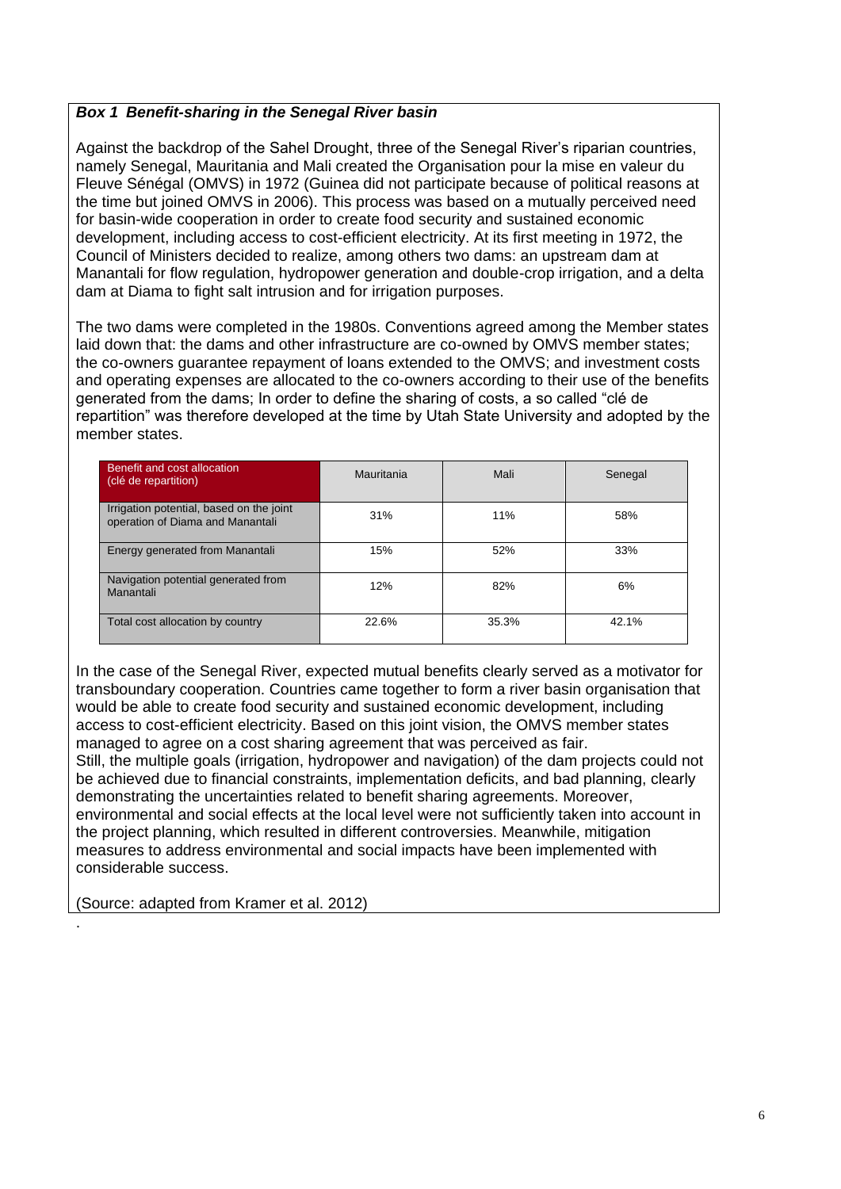***Box 1 Benefit-sharing in the Senegal River basin***

Against the backdrop of the Sahel Drought, three of the Senegal River's riparian countries, namely Senegal, Mauritania and Mali created the Organisation pour la mise en valeur du Fleuve Sénégal (OMVS) in 1972 (Guinea did not participate because of political reasons at the time but joined OMVS in 2006). This process was based on a mutually perceived need for basin-wide cooperation in order to create food security and sustained economic development, including access to cost-efficient electricity. At its first meeting in 1972, the Council of Ministers decided to realize, among others two dams: an upstream dam at Manantali for flow regulation, hydropower generation and double-crop irrigation, and a delta dam at Diama to fight salt intrusion and for irrigation purposes.

The two dams were completed in the 1980s. Conventions agreed among the Member states laid down that: the dams and other infrastructure are co-owned by OMVS member states; the co-owners guarantee repayment of loans extended to the OMVS; and investment costs and operating expenses are allocated to the co-owners according to their use of the benefits generated from the dams; In order to define the sharing of costs, a so called "clé de repartition" was therefore developed at the time by Utah State University and adopted by the member states.

| Benefit and cost allocation (clé de repartition) | Mauritania | Mali | Senegal |
|---|---|---|---|
| Irrigation potential, based on the joint operation of Diama and Manantali | 31% | 11% | 58% |
| Energy generated from Manantali | 15% | 52% | 33% |
| Navigation potential generated from Manantali | 12% | 82% | 6% |
| Total cost allocation by country | 22.6% | 35.3% | 42.1% |

In the case of the Senegal River, expected mutual benefits clearly served as a motivator for transboundary cooperation. Countries came together to form a river basin organisation that would be able to create food security and sustained economic development, including access to cost-efficient electricity. Based on this joint vision, the OMVS member states managed to agree on a cost sharing agreement that was perceived as fair.
Still, the multiple goals (irrigation, hydropower and navigation) of the dam projects could not be achieved due to financial constraints, implementation deficits, and bad planning, clearly demonstrating the uncertainties related to benefit sharing agreements. Moreover, environmental and social effects at the local level were not sufficiently taken into account in the project planning, which resulted in different controversies. Meanwhile, mitigation measures to address environmental and social impacts have been implemented with considerable success.

(Source: adapted from Kramer et al. 2012)

.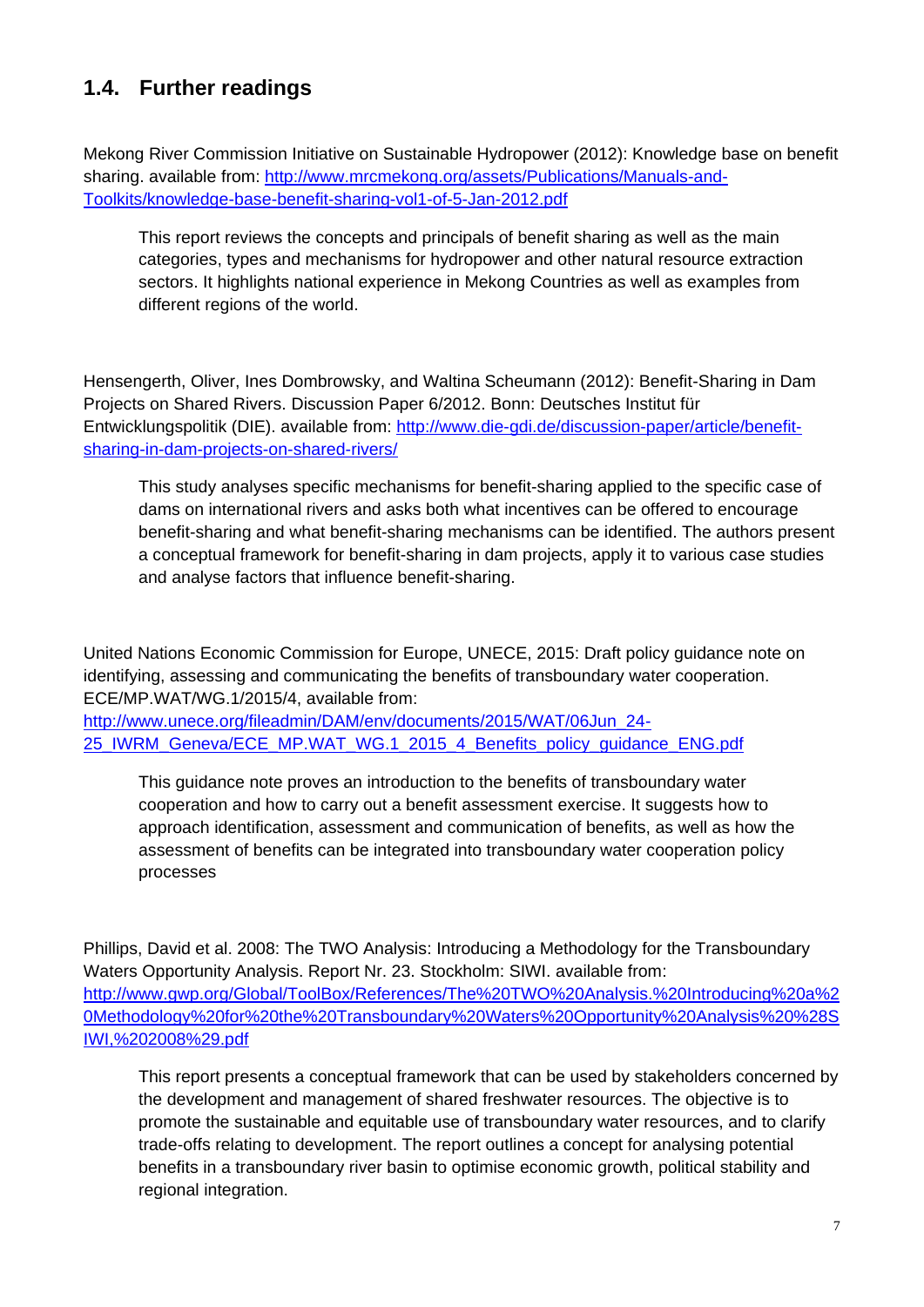## 1.4. Further readings

Mekong River Commission Initiative on Sustainable Hydropower (2012): Knowledge base on benefit sharing. available from: http://www.mrcmekong.org/assets/Publications/Manuals-and-Toolkits/knowledge-base-benefit-sharing-vol1-of-5-Jan-2012.pdf

> This report reviews the concepts and principals of benefit sharing as well as the main categories, types and mechanisms for hydropower and other natural resource extraction sectors. It highlights national experience in Mekong Countries as well as examples from different regions of the world.

Hensengerth, Oliver, Ines Dombrowsky, and Waltina Scheumann (2012): Benefit-Sharing in Dam Projects on Shared Rivers. Discussion Paper 6/2012. Bonn: Deutsches Institut für Entwicklungspolitik (DIE). available from: http://www.die-gdi.de/discussion-paper/article/benefit-sharing-in-dam-projects-on-shared-rivers/

> This study analyses specific mechanisms for benefit-sharing applied to the specific case of dams on international rivers and asks both what incentives can be offered to encourage benefit-sharing and what benefit-sharing mechanisms can be identified. The authors present a conceptual framework for benefit-sharing in dam projects, apply it to various case studies and analyse factors that influence benefit-sharing.

United Nations Economic Commission for Europe, UNECE, 2015: Draft policy guidance note on identifying, assessing and communicating the benefits of transboundary water cooperation. ECE/MP.WAT/WG.1/2015/4, available from: http://www.unece.org/fileadmin/DAM/env/documents/2015/WAT/06Jun_24-25_IWRM_Geneva/ECE_MP.WAT_WG.1_2015_4_Benefits_policy_guidance_ENG.pdf

> This guidance note proves an introduction to the benefits of transboundary water cooperation and how to carry out a benefit assessment exercise. It suggests how to approach identification, assessment and communication of benefits, as well as how the assessment of benefits can be integrated into transboundary water cooperation policy processes

Phillips, David et al. 2008: The TWO Analysis: Introducing a Methodology for the Transboundary Waters Opportunity Analysis. Report Nr. 23. Stockholm: SIWI. available from: http://www.gwp.org/Global/ToolBox/References/The%20TWO%20Analysis.%20Introducing%20a%20Methodology%20for%20the%20Transboundary%20Waters%20Opportunity%20Analysis%20%28SIWI,%202008%29.pdf

> This report presents a conceptual framework that can be used by stakeholders concerned by the development and management of shared freshwater resources. The objective is to promote the sustainable and equitable use of transboundary water resources, and to clarify trade-offs relating to development. The report outlines a concept for analysing potential benefits in a transboundary river basin to optimise economic growth, political stability and regional integration.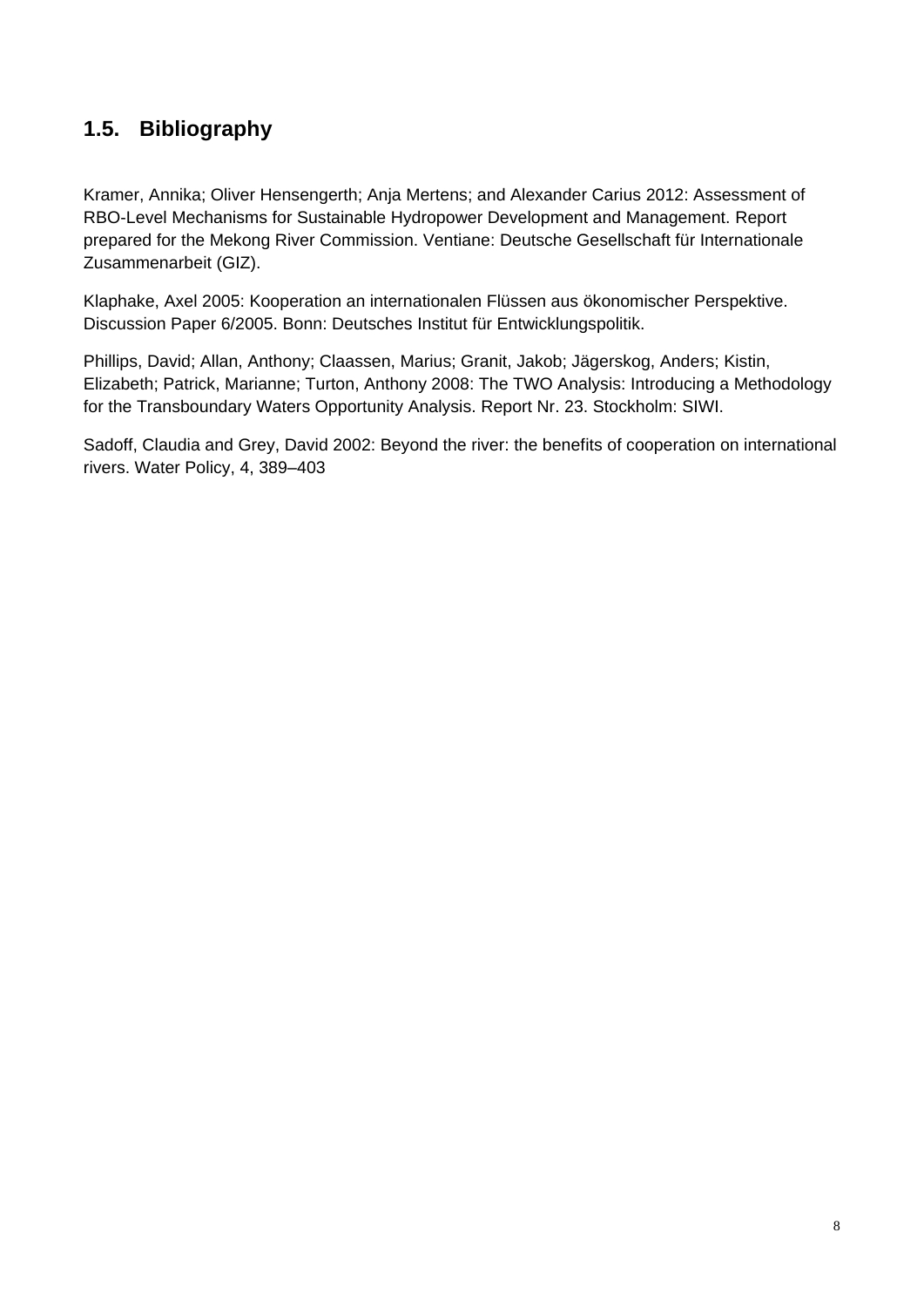## 1.5. Bibliography

Kramer, Annika; Oliver Hensengerth; Anja Mertens; and Alexander Carius 2012: Assessment of RBO-Level Mechanisms for Sustainable Hydropower Development and Management. Report prepared for the Mekong River Commission. Ventiane: Deutsche Gesellschaft für Internationale Zusammenarbeit (GIZ).

Klaphake, Axel 2005: Kooperation an internationalen Flüssen aus ökonomischer Perspektive. Discussion Paper 6/2005. Bonn: Deutsches Institut für Entwicklungspolitik.

Phillips, David; Allan, Anthony; Claassen, Marius; Granit, Jakob; Jägerskog, Anders; Kistin, Elizabeth; Patrick, Marianne; Turton, Anthony 2008: The TWO Analysis: Introducing a Methodology for the Transboundary Waters Opportunity Analysis. Report Nr. 23. Stockholm: SIWI.

Sadoff, Claudia and Grey, David 2002: Beyond the river: the benefits of cooperation on international rivers. Water Policy, 4, 389–403